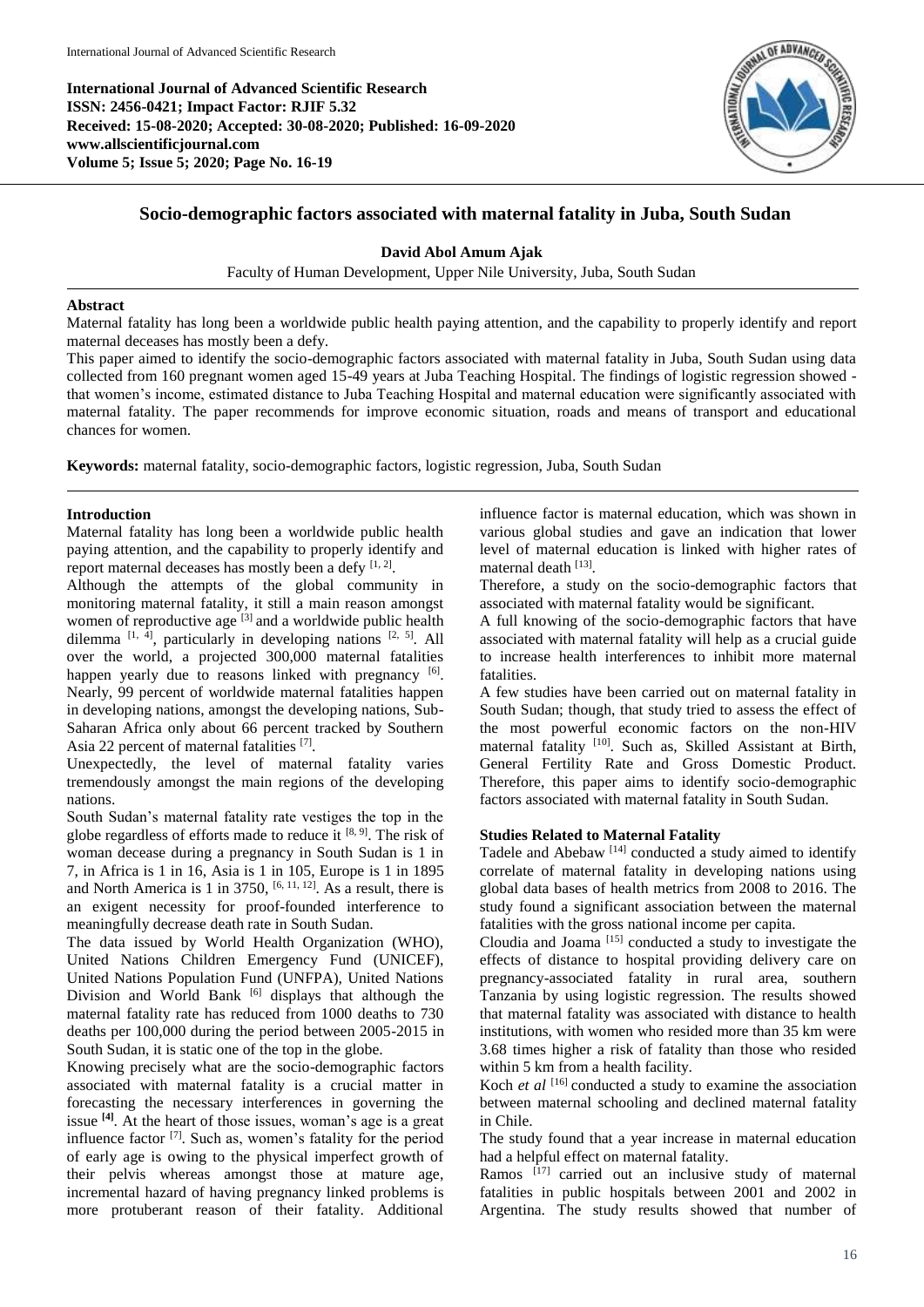**International Journal of Advanced Scientific Research**
**ISSN: 2456-0421; Impact Factor: RJIF 5.32**
**Received: 15-08-2020; Accepted: 30-08-2020; Published: 16-09-2020**
**www.allscientificjournal.com**
**Volume 5; Issue 5; 2020; Page No. 16-19**

# Socio-demographic factors associated with maternal fatality in Juba, South Sudan

**David Abol Amum Ajak**

Faculty of Human Development, Upper Nile University, Juba, South Sudan

## Abstract

Maternal fatality has long been a worldwide public health paying attention, and the capability to properly identify and report maternal deceases has mostly been a defy.

This paper aimed to identify the socio-demographic factors associated with maternal fatality in Juba, South Sudan using data collected from 160 pregnant women aged 15-49 years at Juba Teaching Hospital. The findings of logistic regression showed - that women's income, estimated distance to Juba Teaching Hospital and maternal education were significantly associated with maternal fatality. The paper recommends for improve economic situation, roads and means of transport and educational chances for women.

**Keywords:** maternal fatality, socio-demographic factors, logistic regression, Juba, South Sudan

## Introduction

Maternal fatality has long been a worldwide public health paying attention, and the capability to properly identify and report maternal deceases has mostly been a defy [1, 2].

Although the attempts of the global community in monitoring maternal fatality, it still a main reason amongst women of reproductive age [3] and a worldwide public health dilemma [1, 4], particularly in developing nations [2, 5]. All over the world, a projected 300,000 maternal fatalities happen yearly due to reasons linked with pregnancy [6]. Nearly, 99 percent of worldwide maternal fatalities happen in developing nations, amongst the developing nations, Sub-Saharan Africa only about 66 percent tracked by Southern Asia 22 percent of maternal fatalities [7].

Unexpectedly, the level of maternal fatality varies tremendously amongst the main regions of the developing nations.

South Sudan's maternal fatality rate vestiges the top in the globe regardless of efforts made to reduce it [8, 9]. The risk of woman decease during a pregnancy in South Sudan is 1 in 7, in Africa is 1 in 16, Asia is 1 in 105, Europe is 1 in 1895 and North America is 1 in 3750, [6, 11, 12]. As a result, there is an exigent necessity for proof-founded interference to meaningfully decrease death rate in South Sudan.

The data issued by World Health Organization (WHO), United Nations Children Emergency Fund (UNICEF), United Nations Population Fund (UNFPA), United Nations Division and World Bank [6] displays that although the maternal fatality rate has reduced from 1000 deaths to 730 deaths per 100,000 during the period between 2005-2015 in South Sudan, it is static one of the top in the globe.

Knowing precisely what are the socio-demographic factors associated with maternal fatality is a crucial matter in forecasting the necessary interferences in governing the issue [4]. At the heart of those issues, woman's age is a great influence factor [7]. Such as, women's fatality for the period of early age is owing to the physical imperfect growth of their pelvis whereas amongst those at mature age, incremental hazard of having pregnancy linked problems is more protuberant reason of their fatality. Additional influence factor is maternal education, which was shown in various global studies and gave an indication that lower level of maternal education is linked with higher rates of maternal death [13].

Therefore, a study on the socio-demographic factors that associated with maternal fatality would be significant.

A full knowing of the socio-demographic factors that have associated with maternal fatality will help as a crucial guide to increase health interferences to inhibit more maternal fatalities.

A few studies have been carried out on maternal fatality in South Sudan; though, that study tried to assess the effect of the most powerful economic factors on the non-HIV maternal fatality [10]. Such as, Skilled Assistant at Birth, General Fertility Rate and Gross Domestic Product. Therefore, this paper aims to identify socio-demographic factors associated with maternal fatality in South Sudan.

## Studies Related to Maternal Fatality

Tadele and Abebaw [14] conducted a study aimed to identify correlate of maternal fatality in developing nations using global data bases of health metrics from 2008 to 2016. The study found a significant association between the maternal fatalities with the gross national income per capita.

Cloudia and Joama [15] conducted a study to investigate the effects of distance to hospital providing delivery care on pregnancy-associated fatality in rural area, southern Tanzania by using logistic regression. The results showed that maternal fatality was associated with distance to health institutions, with women who resided more than 35 km were 3.68 times higher a risk of fatality than those who resided within 5 km from a health facility.

Koch *et al* [16] conducted a study to examine the association between maternal schooling and declined maternal fatality in Chile.

The study found that a year increase in maternal education had a helpful effect on maternal fatality.

Ramos [17] carried out an inclusive study of maternal fatalities in public hospitals between 2001 and 2002 in Argentina. The study results showed that number of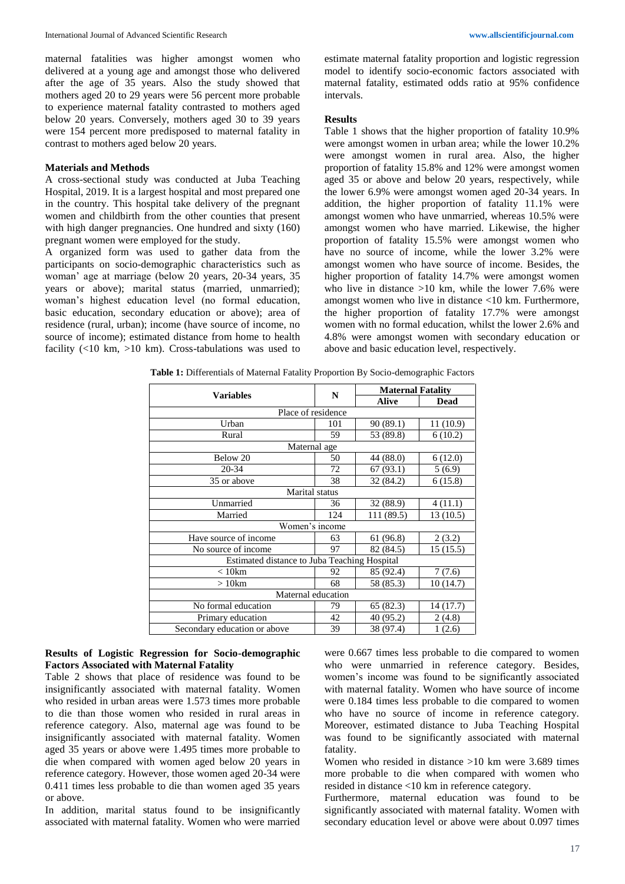maternal fatalities was higher amongst women who delivered at a young age and amongst those who delivered after the age of 35 years. Also the study showed that mothers aged 20 to 29 years were 56 percent more probable to experience maternal fatality contrasted to mothers aged below 20 years. Conversely, mothers aged 30 to 39 years were 154 percent more predisposed to maternal fatality in contrast to mothers aged below 20 years.

## Materials and Methods

A cross-sectional study was conducted at Juba Teaching Hospital, 2019. It is a largest hospital and most prepared one in the country. This hospital take delivery of the pregnant women and childbirth from the other counties that present with high danger pregnancies. One hundred and sixty (160) pregnant women were employed for the study.

A organized form was used to gather data from the participants on socio-demographic characteristics such as woman' age at marriage (below 20 years, 20-34 years, 35 years or above); marital status (married, unmarried); woman's highest education level (no formal education, basic education, secondary education or above); area of residence (rural, urban); income (have source of income, no source of income); estimated distance from home to health facility (<10 km, >10 km). Cross-tabulations was used to estimate maternal fatality proportion and logistic regression model to identify socio-economic factors associated with maternal fatality, estimated odds ratio at 95% confidence intervals.

## Results

Table 1 shows that the higher proportion of fatality 10.9% were amongst women in urban area; while the lower 10.2% were amongst women in rural area. Also, the higher proportion of fatality 15.8% and 12% were amongst women aged 35 or above and below 20 years, respectively, while the lower 6.9% were amongst women aged 20-34 years. In addition, the higher proportion of fatality 11.1% were amongst women who have unmarried, whereas 10.5% were amongst women who have married. Likewise, the higher proportion of fatality 15.5% were amongst women who have no source of income, while the lower 3.2% were amongst women who have source of income. Besides, the higher proportion of fatality 14.7% were amongst women who live in distance >10 km, while the lower 7.6% were amongst women who live in distance <10 km. Furthermore, the higher proportion of fatality 17.7% were amongst women with no formal education, whilst the lower 2.6% and 4.8% were amongst women with secondary education or above and basic education level, respectively.

**Table 1:** Differentials of Maternal Fatality Proportion By Socio-demographic Factors

| Variables | N | Maternal Fatality | |
|---|---|---|---|
| | | Alive | Dead |
| Place of residence | | | |
| Urban | 101 | 90 (89.1) | 11 (10.9) |
| Rural | 59 | 53 (89.8) | 6 (10.2) |
| Maternal age | | | |
| Below 20 | 50 | 44 (88.0) | 6 (12.0) |
| 20-34 | 72 | 67 (93.1) | 5 (6.9) |
| 35 or above | 38 | 32 (84.2) | 6 (15.8) |
| Marital status | | | |
| Unmarried | 36 | 32 (88.9) | 4 (11.1) |
| Married | 124 | 111 (89.5) | 13 (10.5) |
| Women's income | | | |
| Have source of income | 63 | 61 (96.8) | 2 (3.2) |
| No source of income | 97 | 82 (84.5) | 15 (15.5) |
| Estimated distance to Juba Teaching Hospital | | | |
| < 10km | 92 | 85 (92.4) | 7 (7.6) |
| > 10km | 68 | 58 (85.3) | 10 (14.7) |
| Maternal education | | | |
| No formal education | 79 | 65 (82.3) | 14 (17.7) |
| Primary education | 42 | 40 (95.2) | 2 (4.8) |
| Secondary education or above | 39 | 38 (97.4) | 1 (2.6) |

### Results of Logistic Regression for Socio-demographic Factors Associated with Maternal Fatality

Table 2 shows that place of residence was found to be insignificantly associated with maternal fatality. Women who resided in urban areas were 1.573 times more probable to die than those women who resided in rural areas in reference category. Also, maternal age was found to be insignificantly associated with maternal fatality. Women aged 35 years or above were 1.495 times more probable to die when compared with women aged below 20 years in reference category. However, those women aged 20-34 were 0.411 times less probable to die than women aged 35 years or above.

In addition, marital status found to be insignificantly associated with maternal fatality. Women who were married were 0.667 times less probable to die compared to women who were unmarried in reference category. Besides, women's income was found to be significantly associated with maternal fatality. Women who have source of income were 0.184 times less probable to die compared to women who have no source of income in reference category. Moreover, estimated distance to Juba Teaching Hospital was found to be significantly associated with maternal fatality.

Women who resided in distance >10 km were 3.689 times more probable to die when compared with women who resided in distance <10 km in reference category.

Furthermore, maternal education was found to be significantly associated with maternal fatality. Women with secondary education level or above were about 0.097 times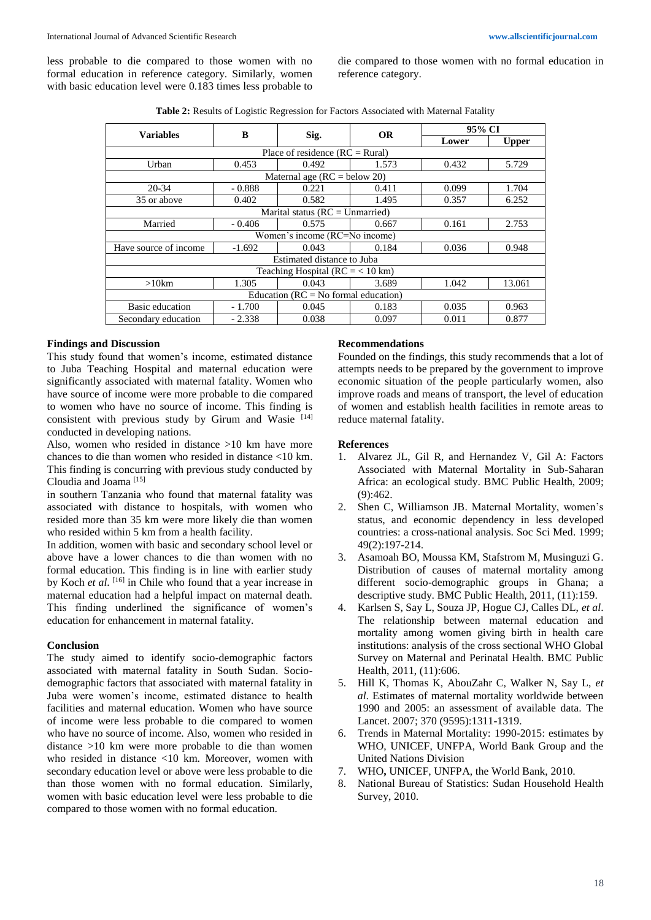less probable to die compared to those women with no formal education in reference category. Similarly, women with basic education level were 0.183 times less probable to die compared to those women with no formal education in reference category.

**Table 2:** Results of Logistic Regression for Factors Associated with Maternal Fatality

| Variables | B | Sig. | OR | 95% CI | |
|---|---|---|---|---|---|
| | | | | Lower | Upper |
| Place of residence (RC = Rural) | | | | | |
| Urban | 0.453 | 0.492 | 1.573 | 0.432 | 5.729 |
| Maternal age (RC = below 20) | | | | | |
| 20-34 | - 0.888 | 0.221 | 0.411 | 0.099 | 1.704 |
| 35 or above | 0.402 | 0.582 | 1.495 | 0.357 | 6.252 |
| Marital status (RC = Unmarried) | | | | | |
| Married | - 0.406 | 0.575 | 0.667 | 0.161 | 2.753 |
| Women's income (RC=No income) | | | | | |
| Have source of income | -1.692 | 0.043 | 0.184 | 0.036 | 0.948 |
| Estimated distance to Juba | | | | | |
| Teaching Hospital (RC = < 10 km) | | | | | |
| >10km | 1.305 | 0.043 | 3.689 | 1.042 | 13.061 |
| Education (RC = No formal education) | | | | | |
| Basic education | - 1.700 | 0.045 | 0.183 | 0.035 | 0.963 |
| Secondary education | - 2.338 | 0.038 | 0.097 | 0.011 | 0.877 |

### Findings and Discussion

This study found that women's income, estimated distance to Juba Teaching Hospital and maternal education were significantly associated with maternal fatality. Women who have source of income were more probable to die compared to women who have no source of income. This finding is consistent with previous study by Girum and Wasie [14] conducted in developing nations.

Also, women who resided in distance >10 km have more chances to die than women who resided in distance <10 km. This finding is concurring with previous study conducted by Cloudia and Joama [15] in southern Tanzania who found that maternal fatality was associated with distance to hospitals, with women who resided more than 35 km were more likely die than women who resided within 5 km from a health facility.

In addition, women with basic and secondary school level or above have a lower chances to die than women with no formal education. This finding is in line with earlier study by Koch *et al*. [16] in Chile who found that a year increase in maternal education had a helpful impact on maternal death. This finding underlined the significance of women's education for enhancement in maternal fatality.

### Conclusion

The study aimed to identify socio-demographic factors associated with maternal fatality in South Sudan. Socio-demographic factors that associated with maternal fatality in Juba were women's income, estimated distance to health facilities and maternal education. Women who have source of income were less probable to die compared to women who have no source of income. Also, women who resided in distance >10 km were more probable to die than women who resided in distance <10 km. Moreover, women with secondary education level or above were less probable to die than those women with no formal education. Similarly, women with basic education level were less probable to die compared to those women with no formal education.

### Recommendations

Founded on the findings, this study recommends that a lot of attempts needs to be prepared by the government to improve economic situation of the people particularly women, also improve roads and means of transport, the level of education of women and establish health facilities in remote areas to reduce maternal fatality.

### References

1. Alvarez JL, Gil R, and Hernandez V, Gil A: Factors Associated with Maternal Mortality in Sub-Saharan Africa: an ecological study. BMC Public Health, 2009; (9):462.
2. Shen C, Williamson JB. Maternal Mortality, women's status, and economic dependency in less developed countries: a cross-national analysis. Soc Sci Med. 1999; 49(2):197-214.
3. Asamoah BO, Moussa KM, Stafstrom M, Musinguzi G. Distribution of causes of maternal mortality among different socio-demographic groups in Ghana; a descriptive study. BMC Public Health, 2011, (11):159.
4. Karlsen S, Say L, Souza JP, Hogue CJ, Calles DL, *et al*. The relationship between maternal education and mortality among women giving birth in health care institutions: analysis of the cross sectional WHO Global Survey on Maternal and Perinatal Health. BMC Public Health, 2011, (11):606.
5. Hill K, Thomas K, AbouZahr C, Walker N, Say L, *et al*. Estimates of maternal mortality worldwide between 1990 and 2005: an assessment of available data. The Lancet. 2007; 370 (9595):1311-1319.
6. Trends in Maternal Mortality: 1990-2015: estimates by WHO, UNICEF, UNFPA, World Bank Group and the United Nations Division
7. WHO**,** UNICEF, UNFPA, the World Bank, 2010.
8. National Bureau of Statistics: Sudan Household Health Survey, 2010.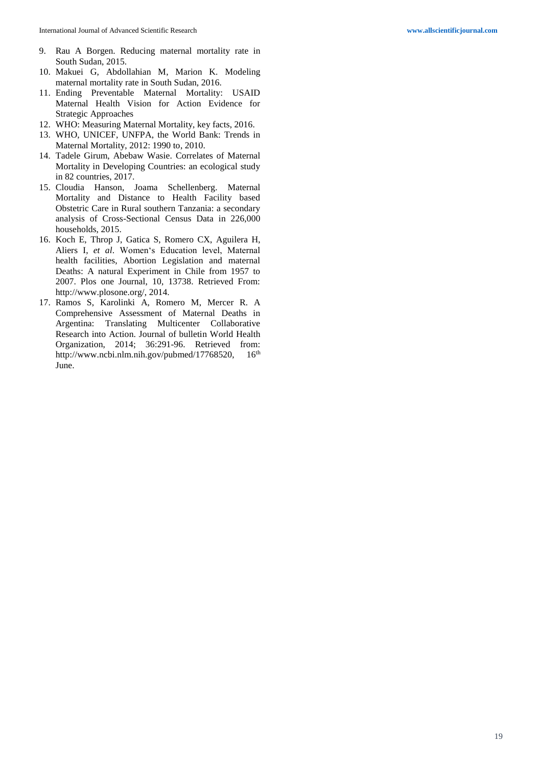9. Rau A Borgen. Reducing maternal mortality rate in South Sudan, 2015.
10. Makuei G, Abdollahian M, Marion K. Modeling maternal mortality rate in South Sudan, 2016.
11. Ending Preventable Maternal Mortality: USAID Maternal Health Vision for Action Evidence for Strategic Approaches
12. WHO: Measuring Maternal Mortality, key facts, 2016.
13. WHO, UNICEF, UNFPA, the World Bank: Trends in Maternal Mortality, 2012: 1990 to, 2010.
14. Tadele Girum, Abebaw Wasie. Correlates of Maternal Mortality in Developing Countries: an ecological study in 82 countries, 2017.
15. Cloudia Hanson, Joama Schellenberg. Maternal Mortality and Distance to Health Facility based Obstetric Care in Rural southern Tanzania: a secondary analysis of Cross-Sectional Census Data in 226,000 households, 2015.
16. Koch E, Throp J, Gatica S, Romero CX, Aguilera H, Aliers I, *et al*. Women's Education level, Maternal health facilities, Abortion Legislation and maternal Deaths: A natural Experiment in Chile from 1957 to 2007. Plos one Journal, 10, 13738. Retrieved From: http://www.plosone.org/, 2014.
17. Ramos S, Karolinki A, Romero M, Mercer R. A Comprehensive Assessment of Maternal Deaths in Argentina: Translating Multicenter Collaborative Research into Action. Journal of bulletin World Health Organization, 2014; 36:291-96. Retrieved from: http://www.ncbi.nlm.nih.gov/pubmed/17768520, 16th June.